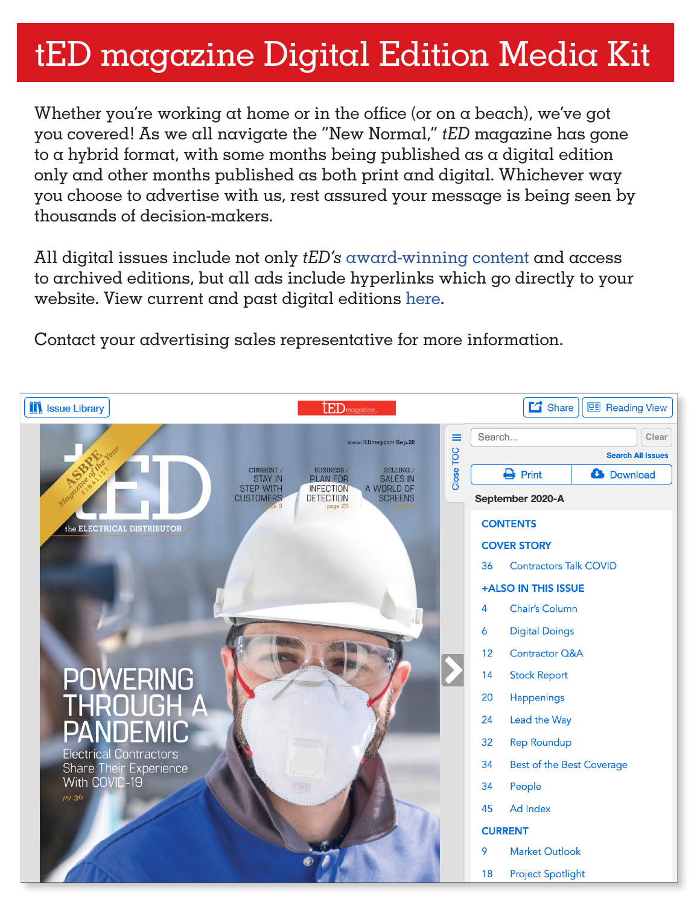# tED magazine Digital Edition Media Kit

Whether you're working at home or in the office (or on a beach), we've got you covered! As we all navigate the "New Normal," *tED* magazine has gone to a hybrid format, with some months being published as a digital edition only and other months published as both print and digital. Whichever way you choose to advertise with us, rest assured your message is being seen by thousands of decision-makers.

All digital issues include not only *tED's* award-winning content and access to archived editions, but all ads include hyperlinks which go directly to your website. View current and past digital editions here.

Contact your advertising sales representative for more information.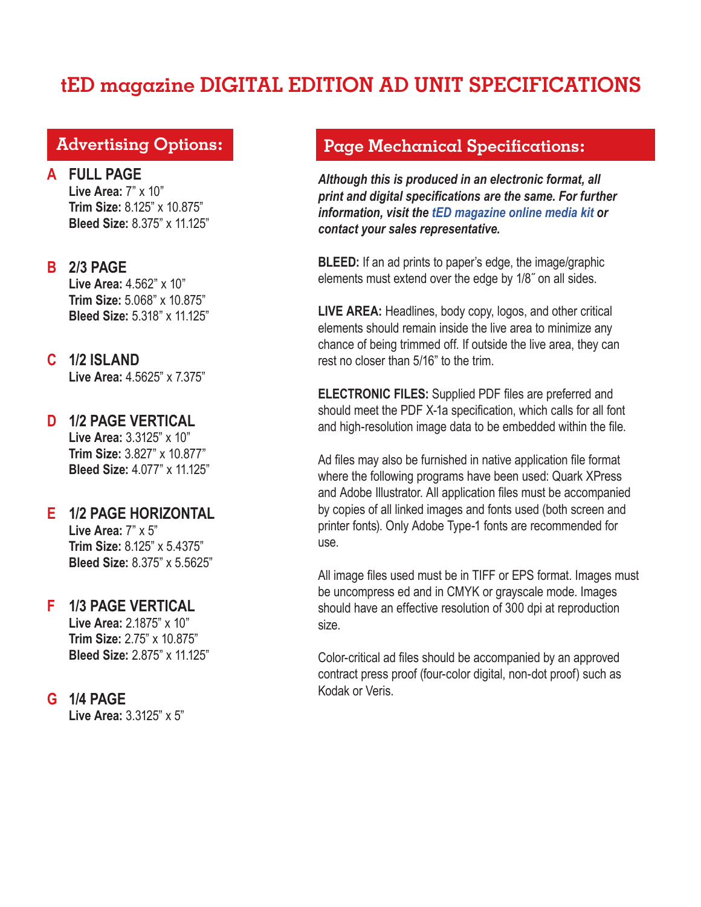# tED magazine DIGITAL EDITION AD UNIT SPECIFICATIONS

## Advertising Options:

**A FULL PAGE**
**Live Area:** 7” x 10”
**Trim Size:** 8.125” x 10.875”
**Bleed Size:** 8.375” x 11.125”

**B 2/3 PAGE**
**Live Area:** 4.562” x 10”
**Trim Size:** 5.068” x 10.875”
**Bleed Size:** 5.318” x 11.125”

**C 1/2 ISLAND**
**Live Area:** 4.5625” x 7.375”

**D 1/2 PAGE VERTICAL**
**Live Area:** 3.3125” x 10”
**Trim Size:** 3.827” x 10.877”
**Bleed Size:** 4.077” x 11.125”

**E 1/2 PAGE HORIZONTAL**
**Live Area:** 7” x 5”
**Trim Size:** 8.125” x 5.4375”
**Bleed Size:** 8.375” x 5.5625”

**F 1/3 PAGE VERTICAL**
**Live Area:** 2.1875” x 10”
**Trim Size:** 2.75” x 10.875”
**Bleed Size:** 2.875” x 11.125”

**G 1/4 PAGE**
**Live Area:** 3.3125” x 5”

## Page Mechanical Specifications:

***Although this is produced in an electronic format, all print and digital specifications are the same. For further information, visit the tED magazine online media kit or contact your sales representative.***

**BLEED:** If an ad prints to paper’s edge, the image/graphic elements must extend over the edge by 1/8″ on all sides.

**LIVE AREA:** Headlines, body copy, logos, and other critical elements should remain inside the live area to minimize any chance of being trimmed off. If outside the live area, they can rest no closer than 5/16” to the trim.

**ELECTRONIC FILES:** Supplied PDF files are preferred and should meet the PDF X-1a specification, which calls for all font and high-resolution image data to be embedded within the file.

Ad files may also be furnished in native application file format where the following programs have been used: Quark XPress and Adobe Illustrator. All application files must be accompanied by copies of all linked images and fonts used (both screen and printer fonts). Only Adobe Type-1 fonts are recommended for use.

All image files used must be in TIFF or EPS format. Images must be uncompress ed and in CMYK or grayscale mode. Images should have an effective resolution of 300 dpi at reproduction size.

Color-critical ad files should be accompanied by an approved contract press proof (four-color digital, non-dot proof) such as Kodak or Veris.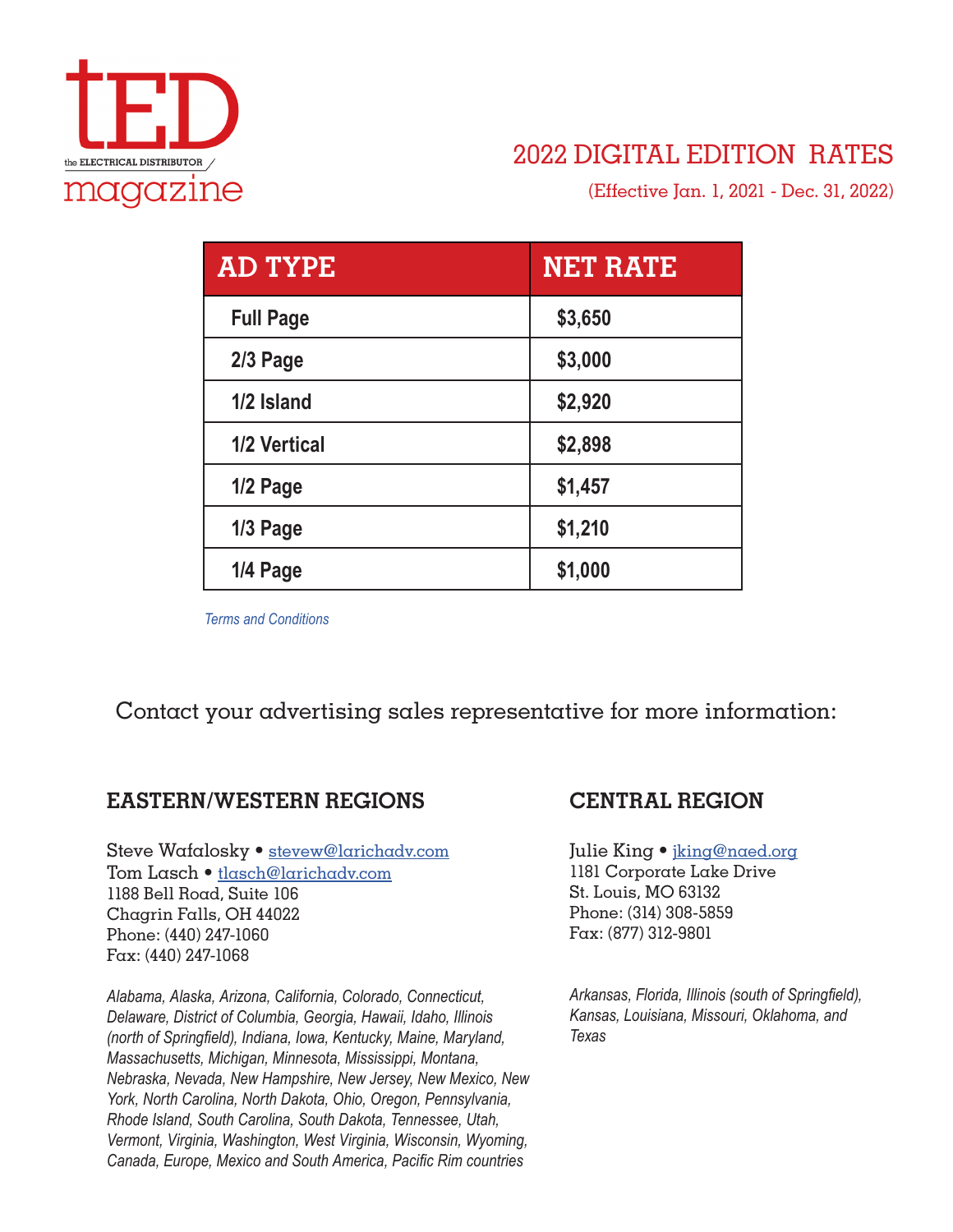tED the ELECTRICAL DISTRIBUTOR magazine

# 2022 DIGITAL EDITION RATES

(Effective Jan. 1, 2021 - Dec. 31, 2022)

| AD TYPE | NET RATE |
|---|---|
| Full Page | $3,650 |
| 2/3 Page | $3,000 |
| 1/2 Island | $2,920 |
| 1/2 Vertical | $2,898 |
| 1/2 Page | $1,457 |
| 1/3 Page | $1,210 |
| 1/4 Page | $1,000 |

*Terms and Conditions*

Contact your advertising sales representative for more information:

## EASTERN/WESTERN REGIONS

Steve Wafalosky • stevew@larichadv.com
Tom Lasch • tlasch@larichadv.com
1188 Bell Road, Suite 106
Chagrin Falls, OH 44022
Phone: (440) 247-1060
Fax: (440) 247-1068

*Alabama, Alaska, Arizona, California, Colorado, Connecticut, Delaware, District of Columbia, Georgia, Hawaii, Idaho, Illinois (north of Springfield), Indiana, Iowa, Kentucky, Maine, Maryland, Massachusetts, Michigan, Minnesota, Mississippi, Montana, Nebraska, Nevada, New Hampshire, New Jersey, New Mexico, New York, North Carolina, North Dakota, Ohio, Oregon, Pennsylvania, Rhode Island, South Carolina, South Dakota, Tennessee, Utah, Vermont, Virginia, Washington, West Virginia, Wisconsin, Wyoming, Canada, Europe, Mexico and South America, Pacific Rim countries*

## CENTRAL REGION

Julie King • jking@naed.org
1181 Corporate Lake Drive
St. Louis, MO 63132
Phone: (314) 308-5859
Fax: (877) 312-9801

*Arkansas, Florida, Illinois (south of Springfield), Kansas, Louisiana, Missouri, Oklahoma, and Texas*